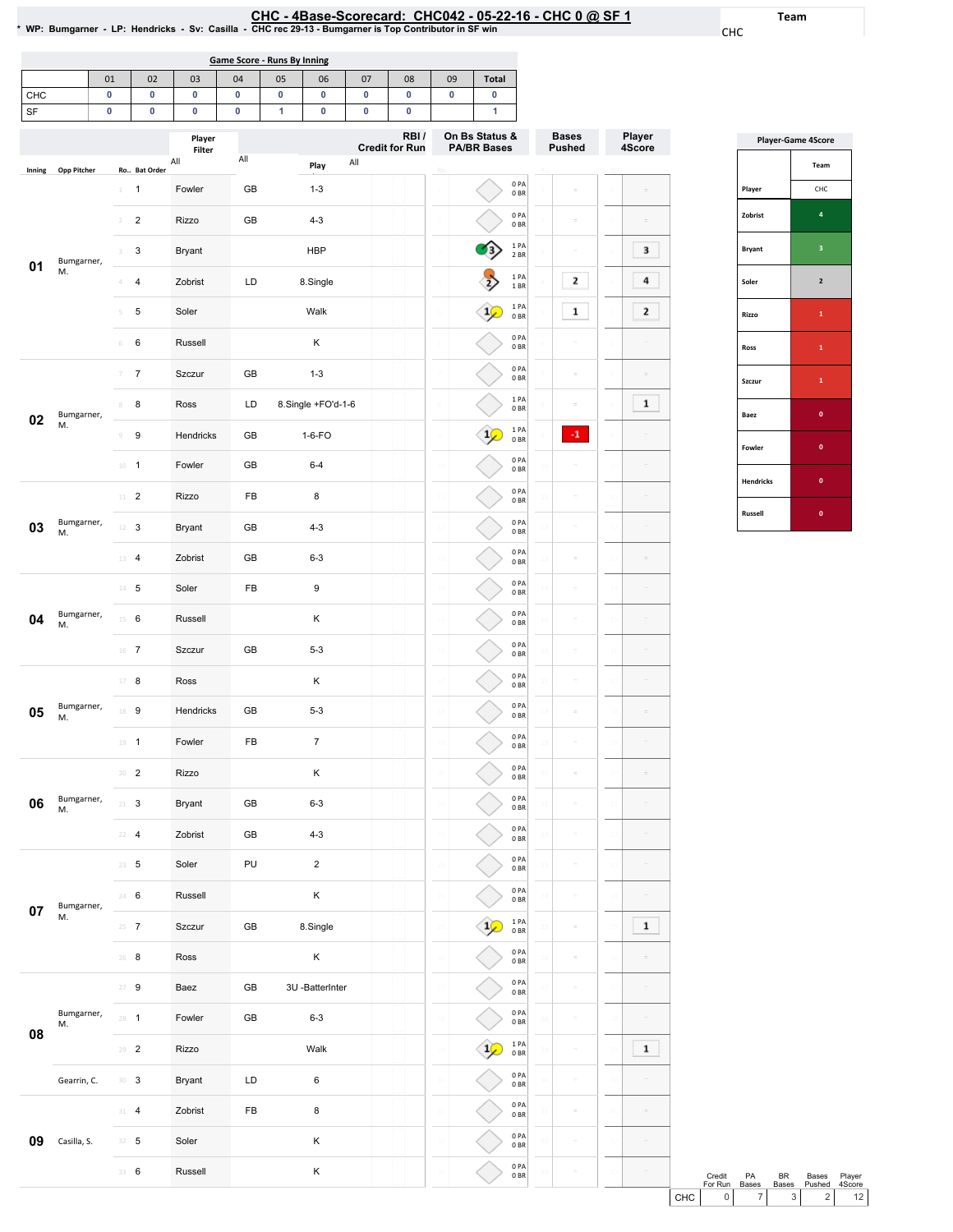# CHC - 4Base-Scorecard: CHC042 - 05-22-16 - CHC 0 @ SF 1

* WP: Bumgarner - LP: Hendricks - Sv: Casilla - CHC rec 29-13 - Bumgarner is Top Contributor in SF win

Team: CHC

**Game Score - Runs By Inning**

| | 01 | 02 | 03 | 04 | 05 | 06 | 07 | 08 | 09 | Total |
|---|---|---|---|---|---|---|---|---|---|---|
| CHC | 0 | 0 | 0 | 0 | 0 | 0 | 0 | 0 | 0 | 0 |
| SF | 0 | 0 | 0 | 0 | 1 | 0 | 0 | 0 | | 1 |

| Inning | Opp Pitcher | Ro.. | Bat Order | Player | | Play | RBI / Credit for Run | On Bs Status & PA/BR Bases | Bases Pushed | Player 4Score |
|---|---|---|---|---|---|---|---|---|---|---|
| 01 | Bumgarner, M. | 1 | 1 | Fowler | GB | 1-3 | | 0 PA 0 BR | | |
| | | 2 | 2 | Rizzo | GB | 4-3 | | 0 PA 0 BR | | |
| | | 3 | 3 | Bryant | | HBP | | 3 — 1 PA 2 BR | | 3 |
| | | 4 | 4 | Zobrist | LD | 8.Single | | 2 — 1 PA 1 BR | 2 | 4 |
| | | 5 | 5 | Soler | | Walk | | 1 — 1 PA 0 BR | 1 | 2 |
| | | 6 | 6 | Russell | | K | | 0 PA 0 BR | | |
| 02 | Bumgarner, M. | 7 | 7 | Szczur | GB | 1-3 | | 0 PA 0 BR | | |
| | | 8 | 8 | Ross | LD | 8.Single +FO'd-1-6 | | 1 PA 0 BR | | 1 |
| | | 9 | 9 | Hendricks | GB | 1-6-FO | | 1 — 1 PA 0 BR | -1 | |
| | | 10 | 1 | Fowler | GB | 6-4 | | 0 PA 0 BR | | |
| 03 | Bumgarner, M. | 11 | 2 | Rizzo | FB | 8 | | 0 PA 0 BR | | |
| | | 12 | 3 | Bryant | GB | 4-3 | | 0 PA 0 BR | | |
| | | 13 | 4 | Zobrist | GB | 6-3 | | 0 PA 0 BR | | |
| 04 | Bumgarner, M. | 14 | 5 | Soler | FB | 9 | | 0 PA 0 BR | | |
| | | 15 | 6 | Russell | | K | | 0 PA 0 BR | | |
| | | 16 | 7 | Szczur | GB | 5-3 | | 0 PA 0 BR | | |
| 05 | Bumgarner, M. | 17 | 8 | Ross | | K | | 0 PA 0 BR | | |
| | | 18 | 9 | Hendricks | GB | 5-3 | | 0 PA 0 BR | | |
| | | 19 | 1 | Fowler | FB | 7 | | 0 PA 0 BR | | |
| 06 | Bumgarner, M. | 20 | 2 | Rizzo | | K | | 0 PA 0 BR | | |
| | | 21 | 3 | Bryant | GB | 6-3 | | 0 PA 0 BR | | |
| | | 22 | 4 | Zobrist | GB | 4-3 | | 0 PA 0 BR | | |
| 07 | Bumgarner, M. | 23 | 5 | Soler | PU | 2 | | 0 PA 0 BR | | |
| | | 24 | 6 | Russell | | K | | 0 PA 0 BR | | |
| | | 25 | 7 | Szczur | GB | 8.Single | | 1 — 1 PA 0 BR | | 1 |
| | | 26 | 8 | Ross | | K | | 0 PA 0 BR | | |
| 08 | Bumgarner, M. | 27 | 9 | Baez | GB | 3U -BatterInter | | 0 PA 0 BR | | |
| | | 28 | 1 | Fowler | GB | 6-3 | | 0 PA 0 BR | | |
| | | 29 | 2 | Rizzo | | Walk | | 1 — 1 PA 0 BR | | 1 |
| | Gearrin, C. | 30 | 3 | Bryant | LD | 6 | | 0 PA 0 BR | | |
| 09 | Casilla, S. | 31 | 4 | Zobrist | FB | 8 | | 0 PA 0 BR | | |
| | | 32 | 5 | Soler | | K | | 0 PA 0 BR | | |
| | | 33 | 6 | Russell | | K | | 0 PA 0 BR | | |

**Player-Game 4Score**

| Player | Team CHC |
|---|---|
| Zobrist | 4 |
| Bryant | 3 |
| Soler | 2 |
| Rizzo | 1 |
| Ross | 1 |
| Szczur | 1 |
| Baez | 0 |
| Fowler | 0 |
| Hendricks | 0 |
| Russell | 0 |

| | Credit For Run | PA Bases | BR Bases | Bases Pushed | Player 4Score |
|---|---|---|---|---|---|
| CHC | 0 | 7 | 3 | 2 | 12 |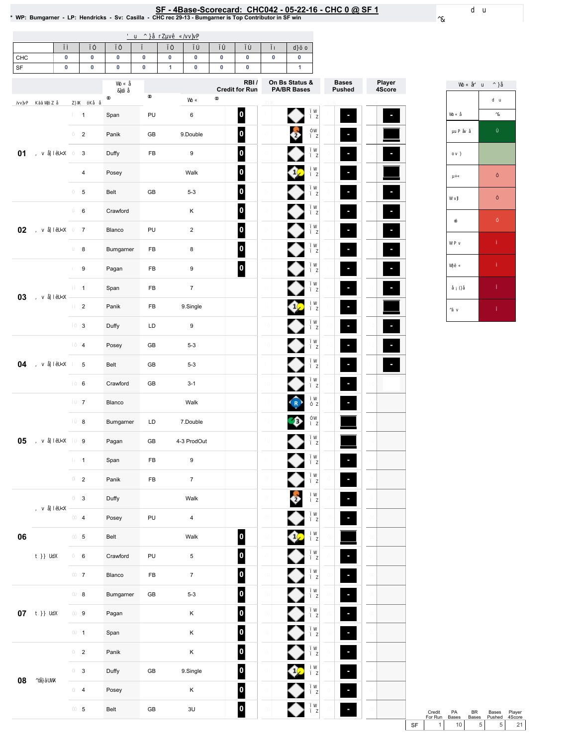# SF - 4Base-Scorecard: CHC042 - 05-22-16 - CHC 0 @ SF 1

\* WP: Bumgarner - LP: Hendricks - Sv: Casilla - CHC rec 29-13 - Bumgarner is Top Contributor in SF win

| | 01 | 02 | 03 | 04 | 05 | 06 | 07 | 08 | 09 | Total |
|---|---|---|---|---|---|---|---|---|---|---|
| CHC | 0 | 0 | 0 | 0 | 0 | 0 | 0 | 0 | 0 | 0 |
| SF | 0 | 0 | 0 | 0 | 1 | 0 | 0 | 0 | | 1 |

| Inning | # | Player | | Result | RBI / Credit for Run |
|---|---|---|---|---|---|
| 01 | 1 | Span | PU | 6 | 0 |
| | 2 | Panik | GB | 9.Double | 0 |
| | 3 | Duffy | FB | 9 | 0 |
| | 4 | Posey | | Walk | 0 |
| | 5 | Belt | GB | 5-3 | 0 |
| 02 | 6 | Crawford | | K | 0 |
| | 7 | Blanco | PU | 2 | 0 |
| | 8 | Bumgarner | FB | 8 | 0 |
| 03 | 9 | Pagan | FB | 9 | 0 |
| | 1 | Span | FB | 7 | |
| | 2 | Panik | FB | 9.Single | |
| | 3 | Duffy | LD | 9 | |
| 04 | 4 | Posey | GB | 5-3 | |
| | 5 | Belt | GB | 5-3 | |
| | 6 | Crawford | GB | 3-1 | |
| 05 | 7 | Blanco | | Walk | |
| | 8 | Bumgarner | LD | 7.Double | |
| | 9 | Pagan | GB | 4-3 ProdOut | |
| | 1 | Span | FB | 9 | |
| | 2 | Panik | FB | 7 | |
| 06 | 3 | Duffy | | Walk | |
| | 4 | Posey | PU | 4 | |
| | 5 | Belt | | Walk | 0 |
| | 6 | Crawford | PU | 5 | 0 |
| | 7 | Blanco | FB | 7 | 0 |
| 07 | 8 | Bumgarner | GB | 5-3 | 0 |
| | 9 | Pagan | | K | 0 |
| | 1 | Span | | K | 0 |
| 08 | 2 | Panik | | K | 0 |
| | 3 | Duffy | GB | 9.Single | 0 |
| | 4 | Posey | | K | 0 |
| | 5 | Belt | GB | 3U | 0 |

| | Credit For Run | PA Bases | BR Bases | Bases Pushed | Player 4Score |
|---|---|---|---|---|---|
| SF | 1 | 10 | 5 | 5 | 21 |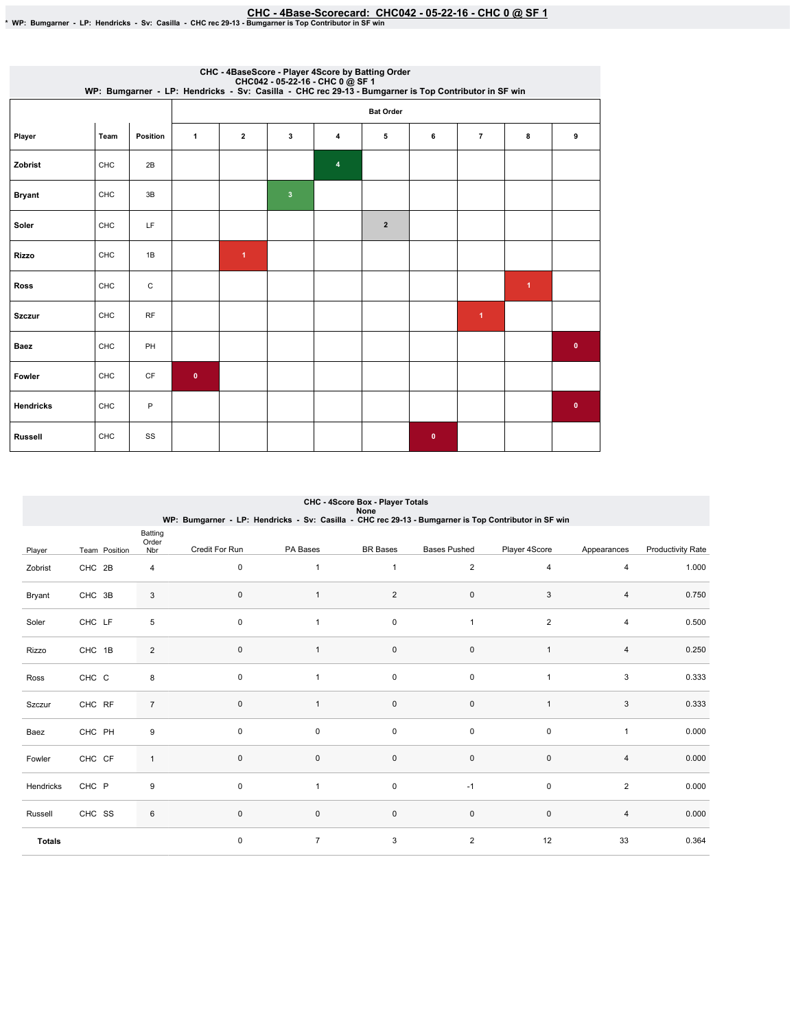# CHC - 4Base-Scorecard: CHC042 - 05-22-16 - CHC 0 @ SF 1

* WP: Bumgarner - LP: Hendricks - Sv: Casilla - CHC rec 29-13 - Bumgarner is Top Contributor in SF win

## CHC - 4BaseScore - Player 4Score by Batting Order
CHC042 - 05-22-16 - CHC 0 @ SF 1
WP: Bumgarner - LP: Hendricks - Sv: Casilla - CHC rec 29-13 - Bumgarner is Top Contributor in SF win

| Player | Team | Position | Bat Order 1 | 2 | 3 | 4 | 5 | 6 | 7 | 8 | 9 |
|---|---|---|---|---|---|---|---|---|---|---|---|
| Zobrist | CHC | 2B | | | | 4 | | | | | |
| Bryant | CHC | 3B | | | 3 | | | | | | |
| Soler | CHC | LF | | | | | 2 | | | | |
| Rizzo | CHC | 1B | | 1 | | | | | | | |
| Ross | CHC | C | | | | | | | | 1 | |
| Szczur | CHC | RF | | | | | | | 1 | | |
| Baez | CHC | PH | | | | | | | | | 0 |
| Fowler | CHC | CF | 0 | | | | | | | | |
| Hendricks | CHC | P | | | | | | | | | 0 |
| Russell | CHC | SS | | | | | | 0 | | | |

## CHC - 4Score Box - Player Totals
None
WP: Bumgarner - LP: Hendricks - Sv: Casilla - CHC rec 29-13 - Bumgarner is Top Contributor in SF win

| Player | Team | Position | Batting Order Nbr | Credit For Run | PA Bases | BR Bases | Bases Pushed | Player 4Score | Appearances | Productivity Rate |
|---|---|---|---|---|---|---|---|---|---|---|
| Zobrist | CHC | 2B | 4 | 0 | 1 | 1 | 2 | 4 | 4 | 1.000 |
| Bryant | CHC | 3B | 3 | 0 | 1 | 2 | 0 | 3 | 4 | 0.750 |
| Soler | CHC | LF | 5 | 0 | 1 | 0 | 1 | 2 | 4 | 0.500 |
| Rizzo | CHC | 1B | 2 | 0 | 1 | 0 | 0 | 1 | 4 | 0.250 |
| Ross | CHC | C | 8 | 0 | 1 | 0 | 0 | 1 | 3 | 0.333 |
| Szczur | CHC | RF | 7 | 0 | 1 | 0 | 0 | 1 | 3 | 0.333 |
| Baez | CHC | PH | 9 | 0 | 0 | 0 | 0 | 0 | 1 | 0.000 |
| Fowler | CHC | CF | 1 | 0 | 0 | 0 | 0 | 0 | 4 | 0.000 |
| Hendricks | CHC | P | 9 | 0 | 1 | 0 | -1 | 0 | 2 | 0.000 |
| Russell | CHC | SS | 6 | 0 | 0 | 0 | 0 | 0 | 4 | 0.000 |
| **Totals** | | | | 0 | 7 | 3 | 2 | 12 | 33 | 0.364 |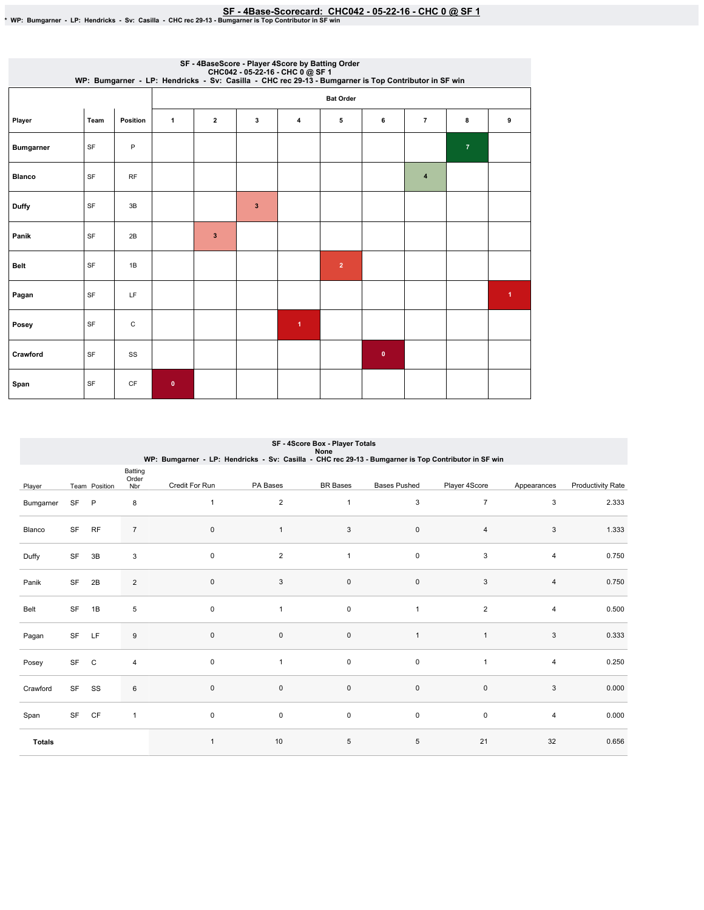# SF - 4Base-Scorecard: CHC042 - 05-22-16 - CHC 0 @ SF 1

* WP: Bumgarner - LP: Hendricks - Sv: Casilla - CHC rec 29-13 - Bumgarner is Top Contributor in SF win

## SF - 4BaseScore - Player 4Score by Batting Order
CHC042 - 05-22-16 - CHC 0 @ SF 1
WP: Bumgarner - LP: Hendricks - Sv: Casilla - CHC rec 29-13 - Bumgarner is Top Contributor in SF win

| | | | Bat Order | | | | | | | | |
|---|---|---|---|---|---|---|---|---|---|---|---|
| Player | Team | Position | 1 | 2 | 3 | 4 | 5 | 6 | 7 | 8 | 9 |
| Bumgarner | SF | P | | | | | | | | 7 | |
| Blanco | SF | RF | | | | | | | 4 | | |
| Duffy | SF | 3B | | | 3 | | | | | | |
| Panik | SF | 2B | | 3 | | | | | | | |
| Belt | SF | 1B | | | | | 2 | | | | |
| Pagan | SF | LF | | | | | | | | | 1 |
| Posey | SF | C | | | | 1 | | | | | |
| Crawford | SF | SS | | | | | | 0 | | | |
| Span | SF | CF | 0 | | | | | | | | |

## SF - 4Score Box - Player Totals
None
WP: Bumgarner - LP: Hendricks - Sv: Casilla - CHC rec 29-13 - Bumgarner is Top Contributor in SF win

| Player | Team | Position | Batting Order Nbr | Credit For Run | PA Bases | BR Bases | Bases Pushed | Player 4Score | Appearances | Productivity Rate |
|---|---|---|---|---|---|---|---|---|---|---|
| Bumgarner | SF | P | 8 | 1 | 2 | 1 | 3 | 7 | 3 | 2.333 |
| Blanco | SF | RF | 7 | 0 | 1 | 3 | 0 | 4 | 3 | 1.333 |
| Duffy | SF | 3B | 3 | 0 | 2 | 1 | 0 | 3 | 4 | 0.750 |
| Panik | SF | 2B | 2 | 0 | 3 | 0 | 0 | 3 | 4 | 0.750 |
| Belt | SF | 1B | 5 | 0 | 1 | 0 | 1 | 2 | 4 | 0.500 |
| Pagan | SF | LF | 9 | 0 | 0 | 0 | 1 | 1 | 3 | 0.333 |
| Posey | SF | C | 4 | 0 | 1 | 0 | 0 | 1 | 4 | 0.250 |
| Crawford | SF | SS | 6 | 0 | 0 | 0 | 0 | 0 | 3 | 0.000 |
| Span | SF | CF | 1 | 0 | 0 | 0 | 0 | 0 | 4 | 0.000 |
| **Totals** | | | | 1 | 10 | 5 | 5 | 21 | 32 | 0.656 |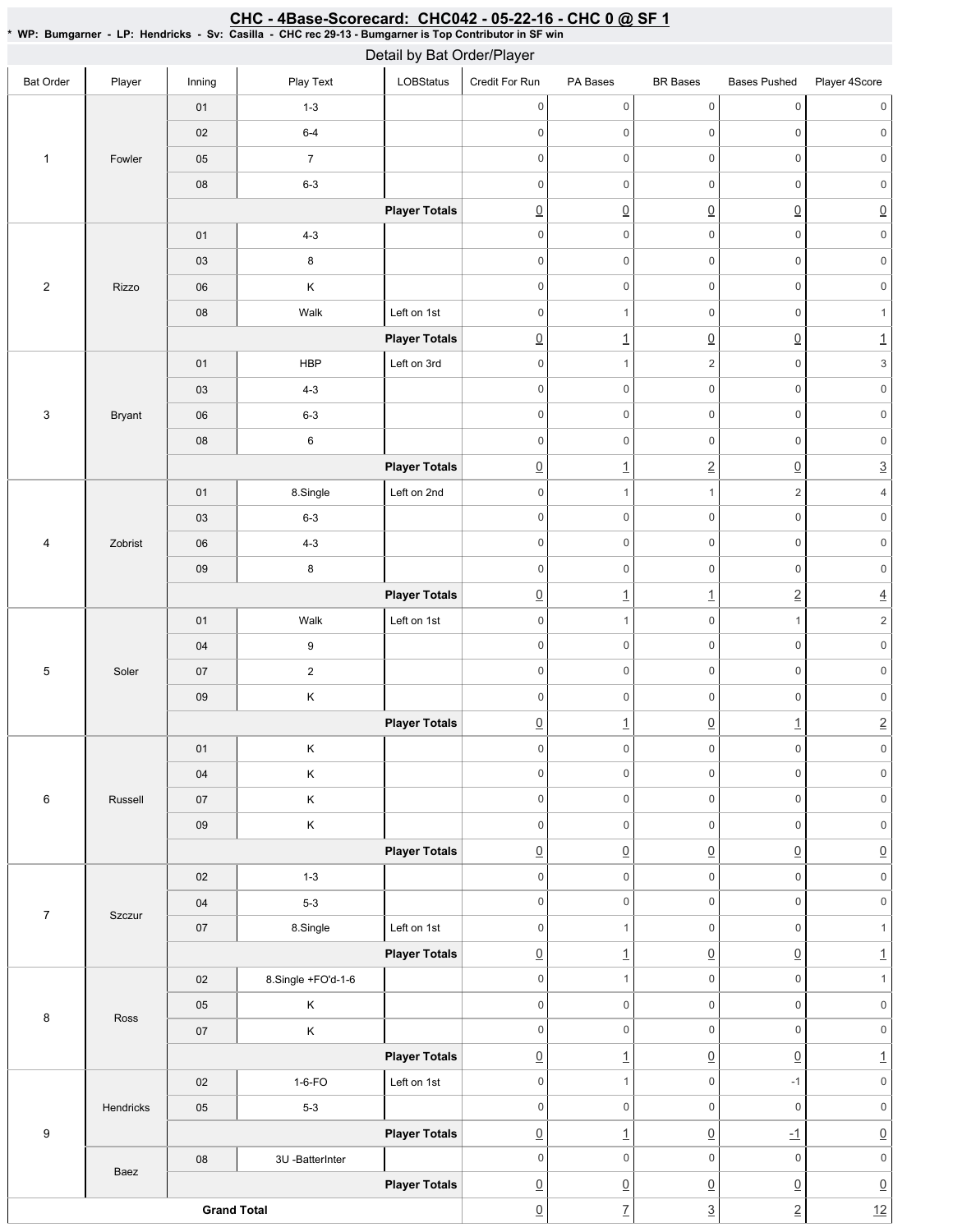## CHC - 4Base-Scorecard: CHC042 - 05-22-16 - CHC 0 @ SF 1

* WP: Bumgarner - LP: Hendricks - Sv: Casilla - CHC rec 29-13 - Bumgarner is Top Contributor in SF win

### Detail by Bat Order/Player

| Bat Order | Player | Inning | Play Text | LOBStatus | Credit For Run | PA Bases | BR Bases | Bases Pushed | Player 4Score |
|---|---|---|---|---|---|---|---|---|---|
| 1 | Fowler | 01 | 1-3 | | 0 | 0 | 0 | 0 | 0 |
| | | 02 | 6-4 | | 0 | 0 | 0 | 0 | 0 |
| | | 05 | 7 | | 0 | 0 | 0 | 0 | 0 |
| | | 08 | 6-3 | | 0 | 0 | 0 | 0 | 0 |
| | | | | **Player Totals** | 0 | 0 | 0 | 0 | 0 |
| 2 | Rizzo | 01 | 4-3 | | 0 | 0 | 0 | 0 | 0 |
| | | 03 | 8 | | 0 | 0 | 0 | 0 | 0 |
| | | 06 | K | | 0 | 0 | 0 | 0 | 0 |
| | | 08 | Walk | Left on 1st | 0 | 1 | 0 | 0 | 1 |
| | | | | **Player Totals** | 0 | 1 | 0 | 0 | 1 |
| 3 | Bryant | 01 | HBP | Left on 3rd | 0 | 1 | 2 | 0 | 3 |
| | | 03 | 4-3 | | 0 | 0 | 0 | 0 | 0 |
| | | 06 | 6-3 | | 0 | 0 | 0 | 0 | 0 |
| | | 08 | 6 | | 0 | 0 | 0 | 0 | 0 |
| | | | | **Player Totals** | 0 | 1 | 2 | 0 | 3 |
| 4 | Zobrist | 01 | 8.Single | Left on 2nd | 0 | 1 | 1 | 2 | 4 |
| | | 03 | 6-3 | | 0 | 0 | 0 | 0 | 0 |
| | | 06 | 4-3 | | 0 | 0 | 0 | 0 | 0 |
| | | 09 | 8 | | 0 | 0 | 0 | 0 | 0 |
| | | | | **Player Totals** | 0 | 1 | 1 | 2 | 4 |
| 5 | Soler | 01 | Walk | Left on 1st | 0 | 1 | 0 | 1 | 2 |
| | | 04 | 9 | | 0 | 0 | 0 | 0 | 0 |
| | | 07 | 2 | | 0 | 0 | 0 | 0 | 0 |
| | | 09 | K | | 0 | 0 | 0 | 0 | 0 |
| | | | | **Player Totals** | 0 | 1 | 0 | 1 | 2 |
| 6 | Russell | 01 | K | | 0 | 0 | 0 | 0 | 0 |
| | | 04 | K | | 0 | 0 | 0 | 0 | 0 |
| | | 07 | K | | 0 | 0 | 0 | 0 | 0 |
| | | 09 | K | | 0 | 0 | 0 | 0 | 0 |
| | | | | **Player Totals** | 0 | 0 | 0 | 0 | 0 |
| 7 | Szczur | 02 | 1-3 | | 0 | 0 | 0 | 0 | 0 |
| | | 04 | 5-3 | | 0 | 0 | 0 | 0 | 0 |
| | | 07 | 8.Single | Left on 1st | 0 | 1 | 0 | 0 | 1 |
| | | | | **Player Totals** | 0 | 1 | 0 | 0 | 1 |
| 8 | Ross | 02 | 8.Single +FO'd-1-6 | | 0 | 1 | 0 | 0 | 1 |
| | | 05 | K | | 0 | 0 | 0 | 0 | 0 |
| | | 07 | K | | 0 | 0 | 0 | 0 | 0 |
| | | | | **Player Totals** | 0 | 1 | 0 | 0 | 1 |
| 9 | Hendricks | 02 | 1-6-FO | Left on 1st | 0 | 1 | 0 | -1 | 0 |
| | | 05 | 5-3 | | 0 | 0 | 0 | 0 | 0 |
| | | | | **Player Totals** | 0 | 1 | 0 | -1 | 0 |
| | Baez | 08 | 3U -BatterInter | | 0 | 0 | 0 | 0 | 0 |
| | | | | **Player Totals** | 0 | 0 | 0 | 0 | 0 |
| **Grand Total** | | | | | 0 | 7 | 3 | 2 | 12 |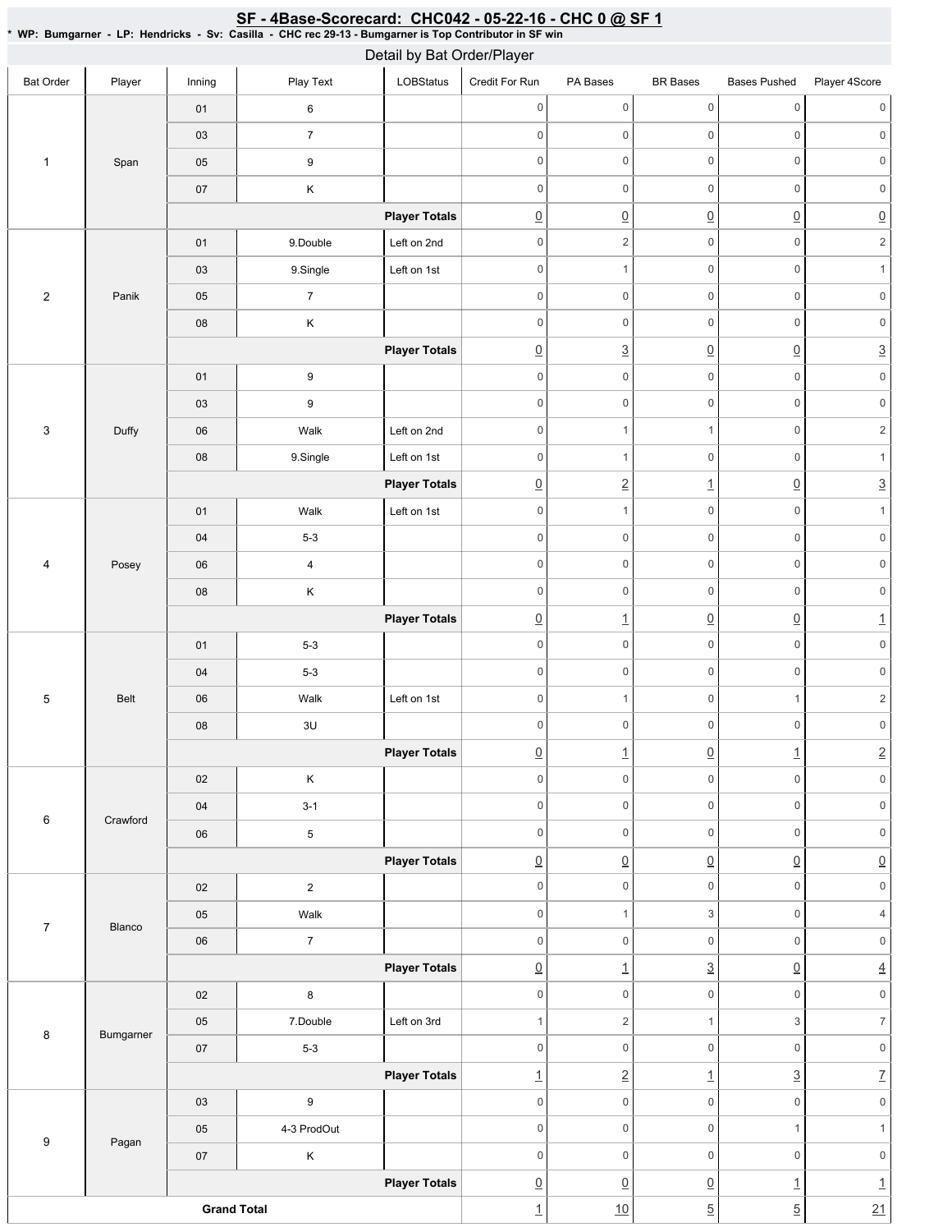## SF - 4Base-Scorecard: CHC042 - 05-22-16 - CHC 0 @ SF 1

* WP: Bumgarner - LP: Hendricks - Sv: Casilla - CHC rec 29-13 - Bumgarner is Top Contributor in SF win

### Detail by Bat Order/Player

| Bat Order | Player | Inning | Play Text | LOBStatus | Credit For Run | PA Bases | BR Bases | Bases Pushed | Player 4Score |
|---|---|---|---|---|---|---|---|---|---|
| 1 | Span | 01 | 6 | | 0 | 0 | 0 | 0 | 0 |
| | | 03 | 7 | | 0 | 0 | 0 | 0 | 0 |
| | | 05 | 9 | | 0 | 0 | 0 | 0 | 0 |
| | | 07 | K | | 0 | 0 | 0 | 0 | 0 |
| | | | | Player Totals | 0 | 0 | 0 | 0 | 0 |
| 2 | Panik | 01 | 9.Double | Left on 2nd | 0 | 2 | 0 | 0 | 2 |
| | | 03 | 9.Single | Left on 1st | 0 | 1 | 0 | 0 | 1 |
| | | 05 | 7 | | 0 | 0 | 0 | 0 | 0 |
| | | 08 | K | | 0 | 0 | 0 | 0 | 0 |
| | | | | Player Totals | 0 | 3 | 0 | 0 | 3 |
| 3 | Duffy | 01 | 9 | | 0 | 0 | 0 | 0 | 0 |
| | | 03 | 9 | | 0 | 0 | 0 | 0 | 0 |
| | | 06 | Walk | Left on 2nd | 0 | 1 | 1 | 0 | 2 |
| | | 08 | 9.Single | Left on 1st | 0 | 1 | 0 | 0 | 1 |
| | | | | Player Totals | 0 | 2 | 1 | 0 | 3 |
| 4 | Posey | 01 | Walk | Left on 1st | 0 | 1 | 0 | 0 | 1 |
| | | 04 | 5-3 | | 0 | 0 | 0 | 0 | 0 |
| | | 06 | 4 | | 0 | 0 | 0 | 0 | 0 |
| | | 08 | K | | 0 | 0 | 0 | 0 | 0 |
| | | | | Player Totals | 0 | 1 | 0 | 0 | 1 |
| 5 | Belt | 01 | 5-3 | | 0 | 0 | 0 | 0 | 0 |
| | | 04 | 5-3 | | 0 | 0 | 0 | 0 | 0 |
| | | 06 | Walk | Left on 1st | 0 | 1 | 0 | 1 | 2 |
| | | 08 | 3U | | 0 | 0 | 0 | 0 | 0 |
| | | | | Player Totals | 0 | 1 | 0 | 1 | 2 |
| 6 | Crawford | 02 | K | | 0 | 0 | 0 | 0 | 0 |
| | | 04 | 3-1 | | 0 | 0 | 0 | 0 | 0 |
| | | 06 | 5 | | 0 | 0 | 0 | 0 | 0 |
| | | | | Player Totals | 0 | 0 | 0 | 0 | 0 |
| 7 | Blanco | 02 | 2 | | 0 | 0 | 0 | 0 | 0 |
| | | 05 | Walk | | 0 | 1 | 3 | 0 | 4 |
| | | 06 | 7 | | 0 | 0 | 0 | 0 | 0 |
| | | | | Player Totals | 0 | 1 | 3 | 0 | 4 |
| 8 | Bumgarner | 02 | 8 | | 0 | 0 | 0 | 0 | 0 |
| | | 05 | 7.Double | Left on 3rd | 1 | 2 | 1 | 3 | 7 |
| | | 07 | 5-3 | | 0 | 0 | 0 | 0 | 0 |
| | | | | Player Totals | 1 | 2 | 1 | 3 | 7 |
| 9 | Pagan | 03 | 9 | | 0 | 0 | 0 | 0 | 0 |
| | | 05 | 4-3 ProdOut | | 0 | 0 | 0 | 1 | 1 |
| | | 07 | K | | 0 | 0 | 0 | 0 | 0 |
| | | | | Player Totals | 0 | 0 | 0 | 1 | 1 |
| Grand Total | | | | | 1 | 10 | 5 | 5 | 21 |